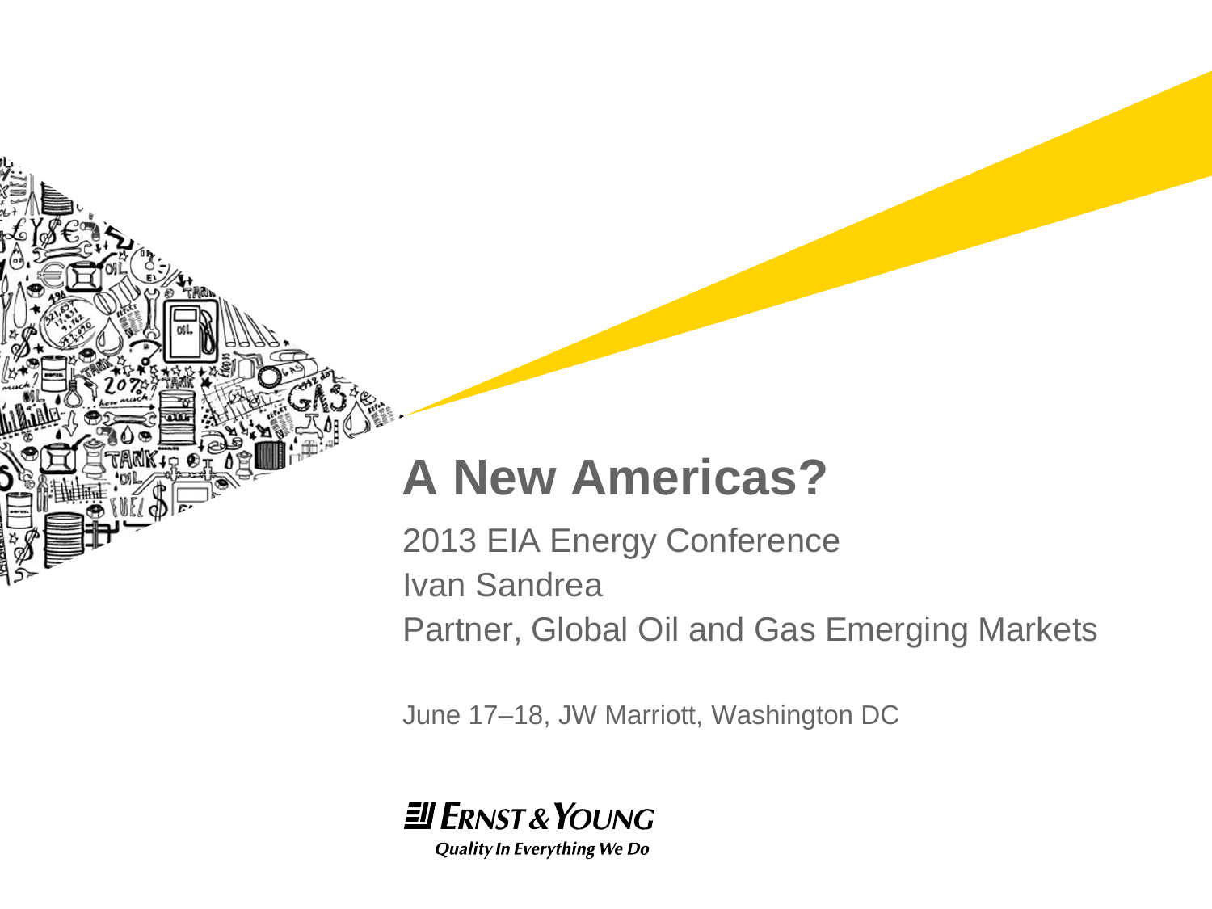# A New Americas?

2013 EIA Energy Conference

Ivan Sandrea

Partner, Global Oil and Gas Emerging Markets

June 17–18, JW Marriott, Washington DC

Ernst & Young

*Quality In Everything We Do*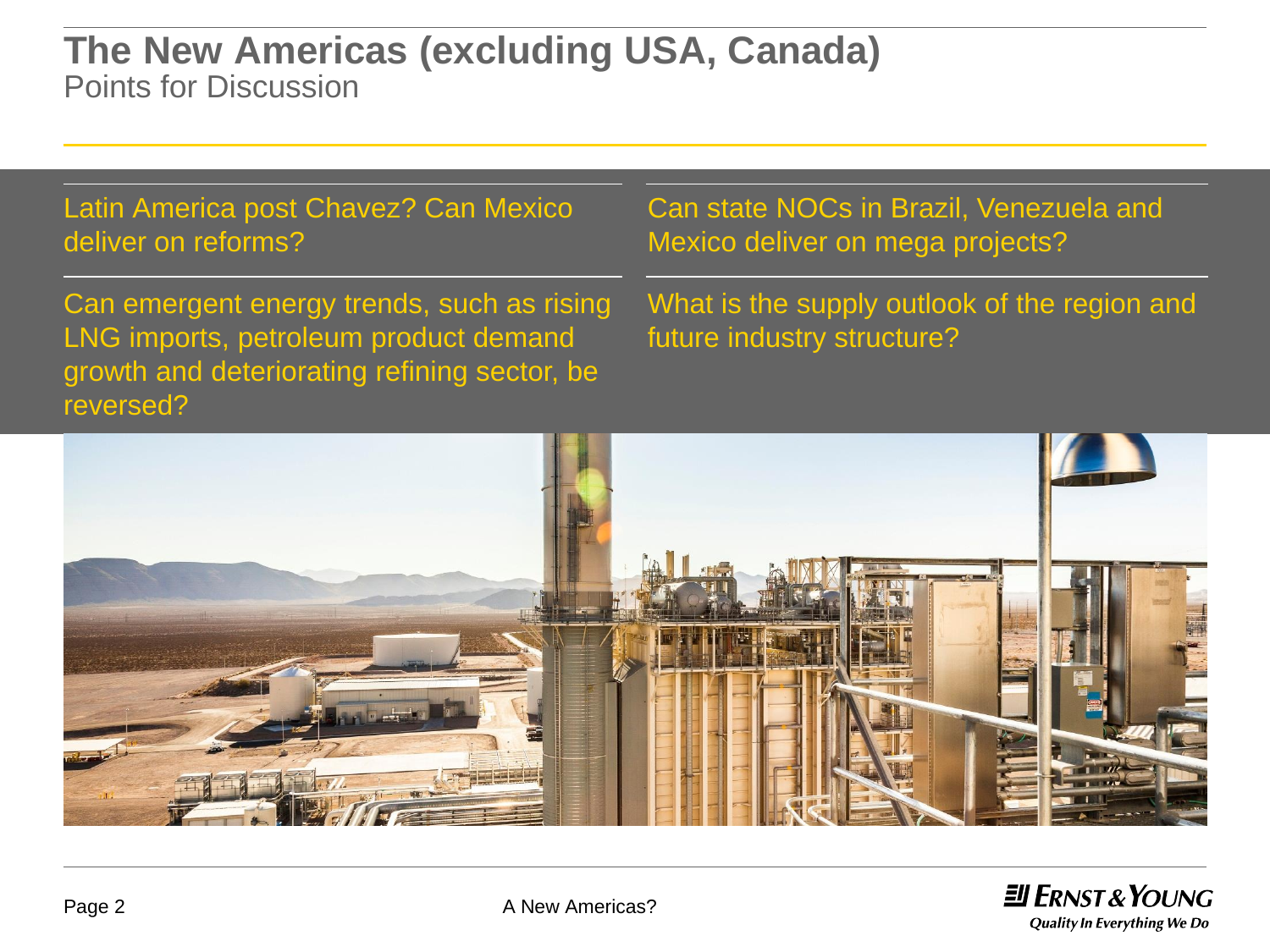# The New Americas (excluding USA, Canada)

## Points for Discussion

- Latin America post Chavez? Can Mexico deliver on reforms?
- Can state NOCs in Brazil, Venezuela and Mexico deliver on mega projects?
- Can emergent energy trends, such as rising LNG imports, petroleum product demand growth and deteriorating refining sector, be reversed?
- What is the supply outlook of the region and future industry structure?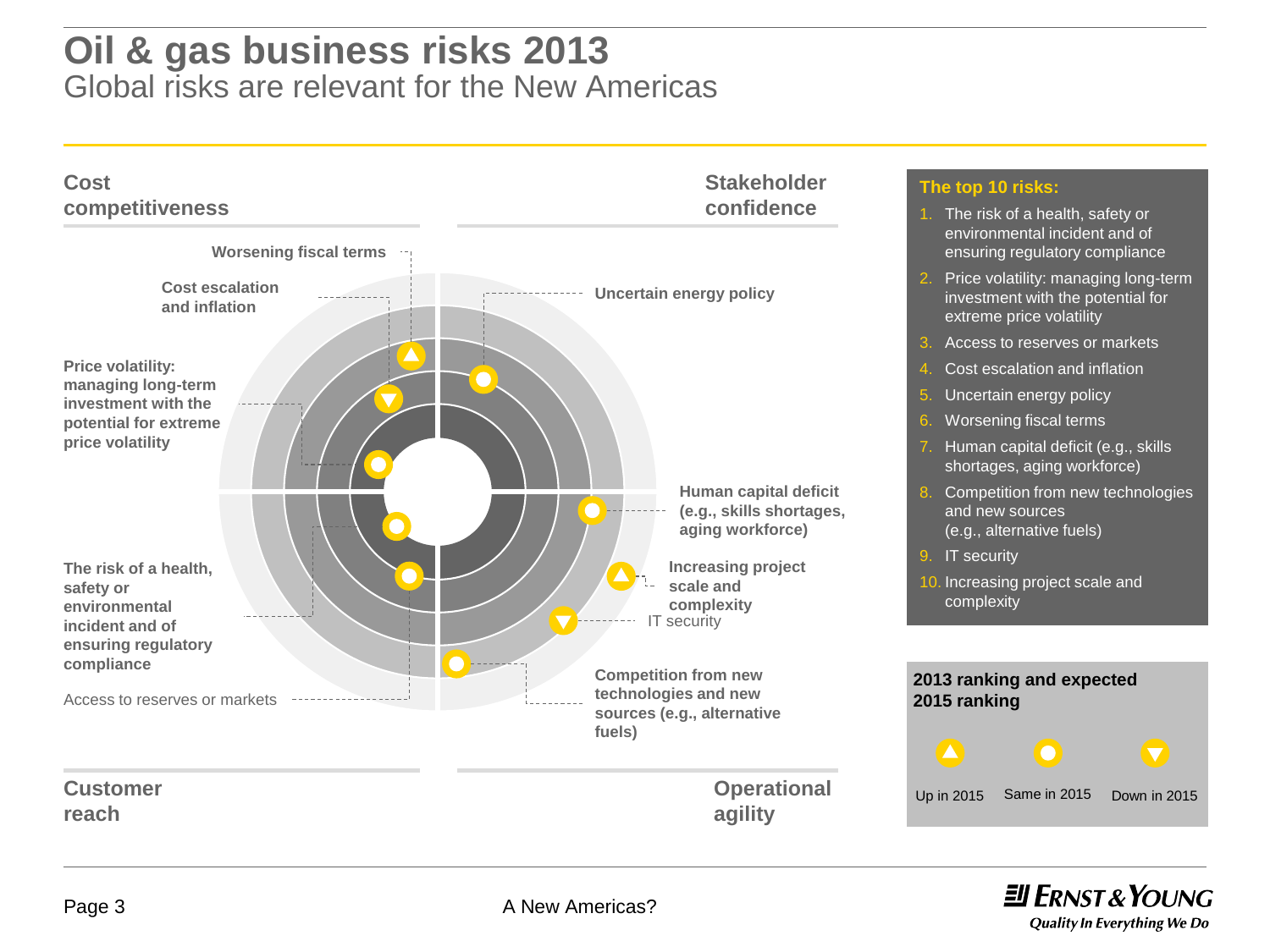# Oil & gas business risks 2013

## Global risks are relevant for the New Americas

### Cost competitiveness

- Worsening fiscal terms
- Cost escalation and inflation
- Price volatility: managing long-term investment with the potential for extreme price volatility

### Stakeholder confidence

- Uncertain energy policy

### Operational agility

- Human capital deficit (e.g., skills shortages, aging workforce)
- Increasing project scale and complexity
- IT security
- Competition from new technologies and new sources (e.g., alternative fuels)

### Customer reach

- The risk of a health, safety or environmental incident and of ensuring regulatory compliance
- Access to reserves or markets

### The top 10 risks:

1. The risk of a health, safety or environmental incident and of ensuring regulatory compliance
2. Price volatility: managing long-term investment with the potential for extreme price volatility
3. Access to reserves or markets
4. Cost escalation and inflation
5. Uncertain energy policy
6. Worsening fiscal terms
7. Human capital deficit (e.g., skills shortages, aging workforce)
8. Competition from new technologies and new sources (e.g., alternative fuels)
9. IT security
10. Increasing project scale and complexity

### 2013 ranking and expected 2015 ranking

| Risk | Expected 2015 ranking |
| --- | --- |
| Worsening fiscal terms | Up in 2015 |
| Cost escalation and inflation | Down in 2015 |
| Price volatility: managing long-term investment with the potential for extreme price volatility | Same in 2015 |
| Uncertain energy policy | Same in 2015 |
| Human capital deficit (e.g., skills shortages, aging workforce) | Same in 2015 |
| Increasing project scale and complexity | Up in 2015 |
| IT security | Down in 2015 |
| Competition from new technologies and new sources (e.g., alternative fuels) | Same in 2015 |
| The risk of a health, safety or environmental incident and of ensuring regulatory compliance | Same in 2015 |
| Access to reserves or markets | Same in 2015 |

A New Americas?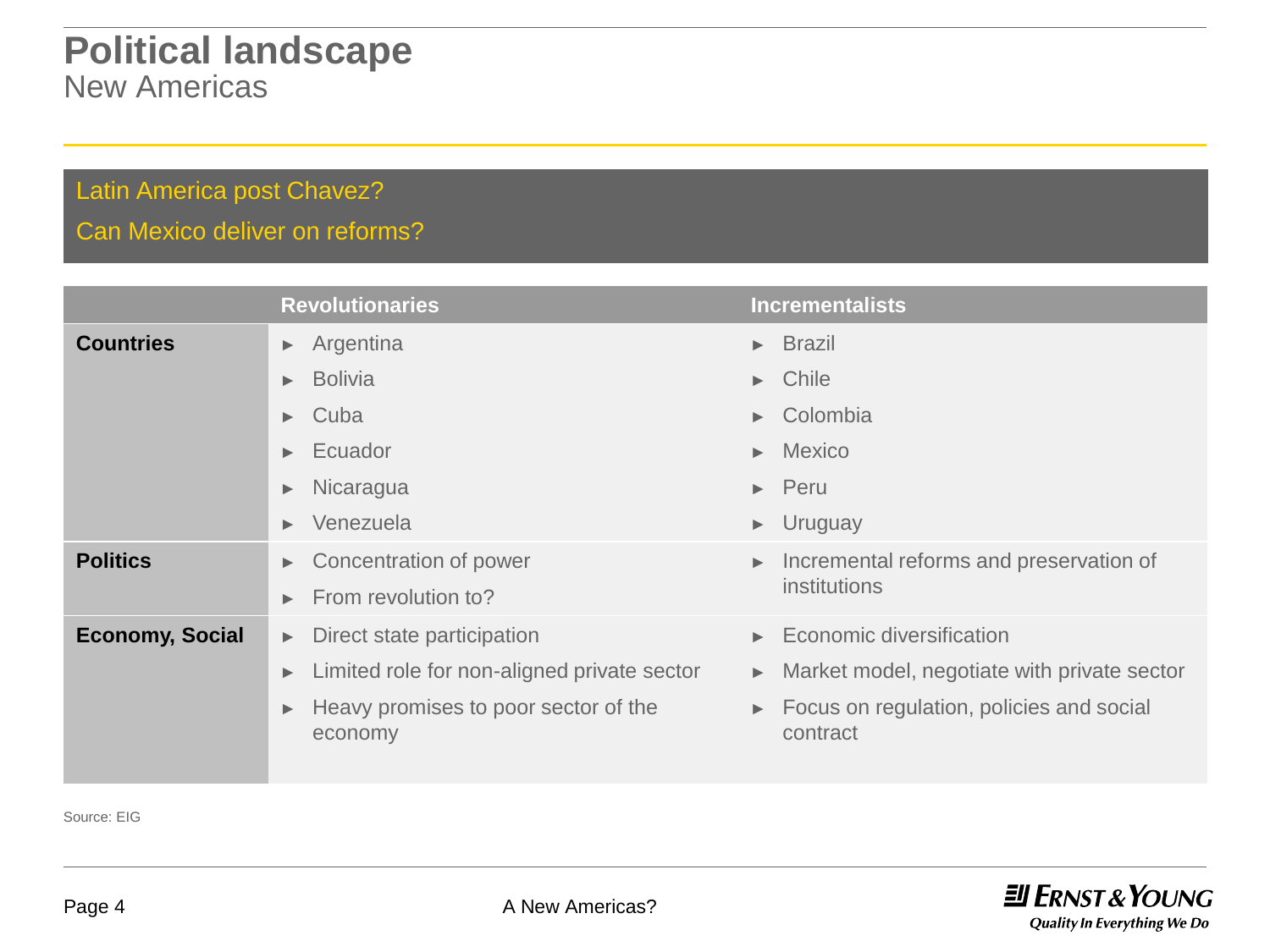# Political landscape

## New Americas

Latin America post Chavez?

Can Mexico deliver on reforms?

| | Revolutionaries | Incrementalists |
|---|---|---|
| **Countries** | ► Argentina<br>► Bolivia<br>► Cuba<br>► Ecuador<br>► Nicaragua<br>► Venezuela | ► Brazil<br>► Chile<br>► Colombia<br>► Mexico<br>► Peru<br>► Uruguay |
| **Politics** | ► Concentration of power<br>► From revolution to? | ► Incremental reforms and preservation of institutions |
| **Economy, Social** | ► Direct state participation<br>► Limited role for non-aligned private sector<br>► Heavy promises to poor sector of the economy | ► Economic diversification<br>► Market model, negotiate with private sector<br>► Focus on regulation, policies and social contract |

Source: EIG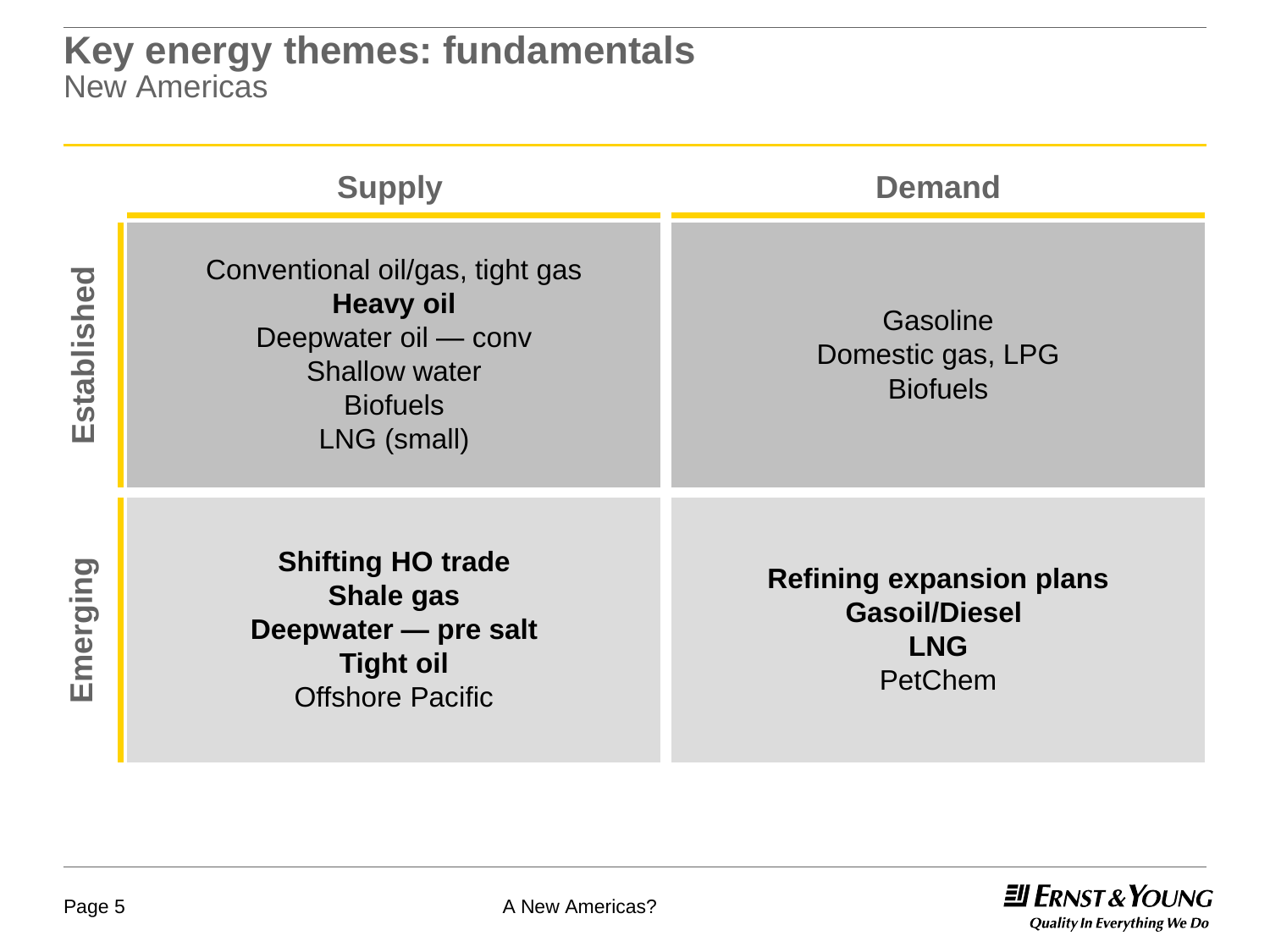# Key energy themes: fundamentals

## New Americas

| | Supply | Demand |
|---|---|---|
| **Established** | Conventional oil/gas, tight gas<br>**Heavy oil**<br>Deepwater oil — conv<br>Shallow water<br>Biofuels<br>LNG (small) | Gasoline<br>Domestic gas, LPG<br>Biofuels |
| **Emerging** | **Shifting HO trade**<br>**Shale gas**<br>**Deepwater — pre salt**<br>**Tight oil**<br>Offshore Pacific | **Refining expansion plans**<br>**Gasoil/Diesel**<br>**LNG**<br>PetChem |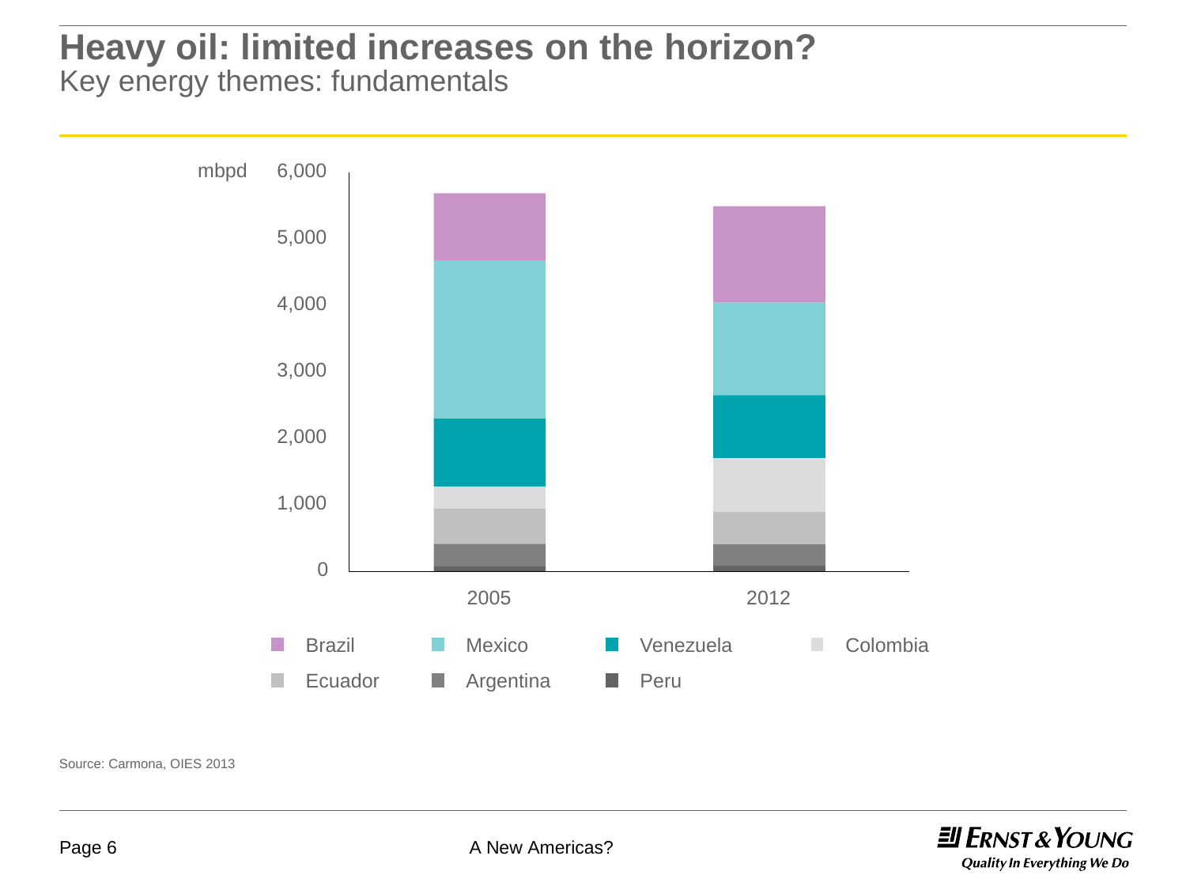# Heavy oil: limited increases on the horizon?

## Key energy themes: fundamentals

mbpd

6,000

5,000

4,000

3,000

2,000

1,000

0

2005

2012

Brazil | Mexico | Venezuela | Colombia | Ecuador | Argentina | Peru

Source: Carmona, OIES 2013

A New Americas?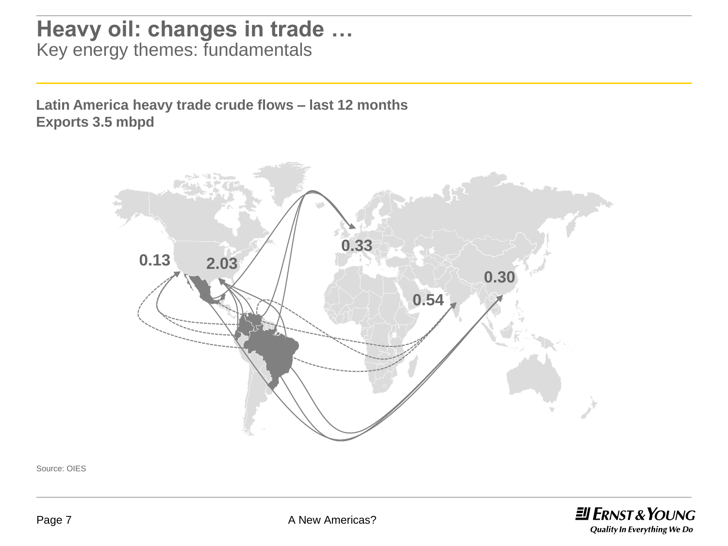# Heavy oil: changes in trade …

Key energy themes: fundamentals

**Latin America heavy trade crude flows – last 12 months**
**Exports 3.5 mbpd**

0.13

2.03

0.33

0.54

0.30

Source: OIES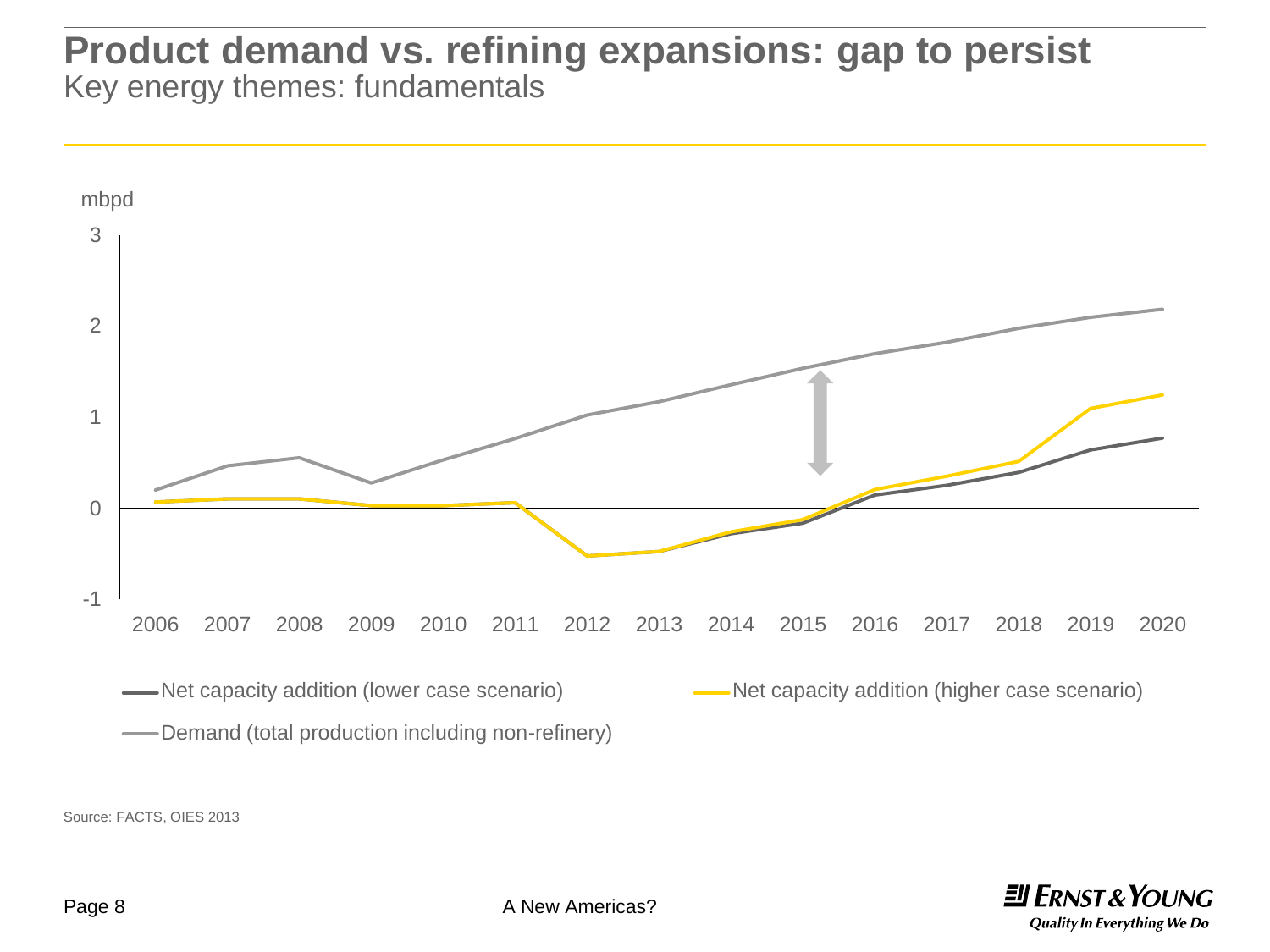# Product demand vs. refining expansions: gap to persist

Key energy themes: fundamentals

mbpd

3

2

1

0

-1

2006 2007 2008 2009 2010 2011 2012 2013 2014 2015 2016 2017 2018 2019 2020

Net capacity addition (lower case scenario)

Net capacity addition (higher case scenario)

Demand (total production including non-refinery)

Source: FACTS, OIES 2013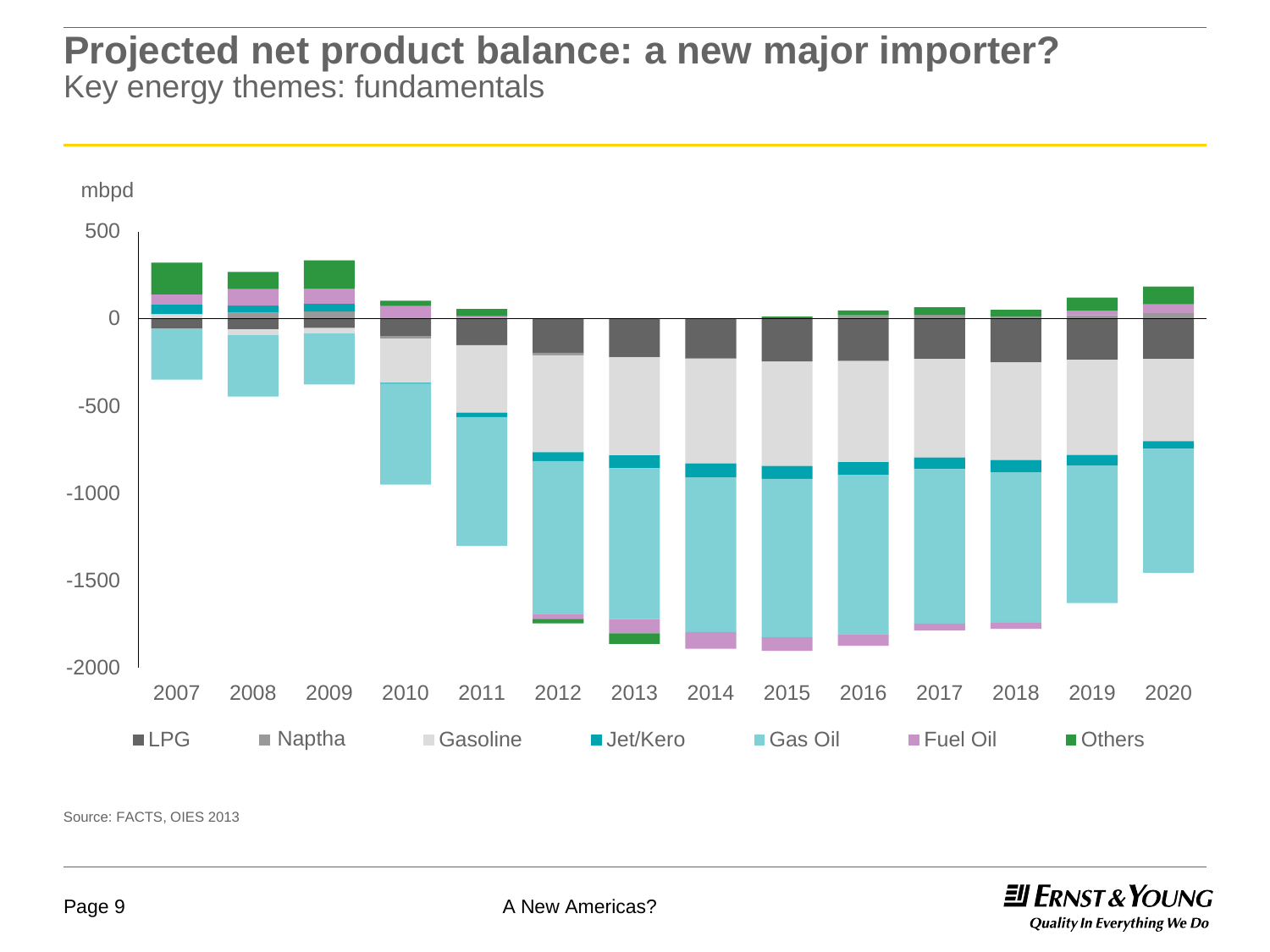# Projected net product balance: a new major importer?

Key energy themes: fundamentals

mbpd

500

0

-500

-1000

-1500

-2000

2007 2008 2009 2010 2011 2012 2013 2014 2015 2016 2017 2018 2019 2020

LPG Naptha Gasoline Jet/Kero Gas Oil Fuel Oil Others

Source: FACTS, OIES 2013

A New Americas?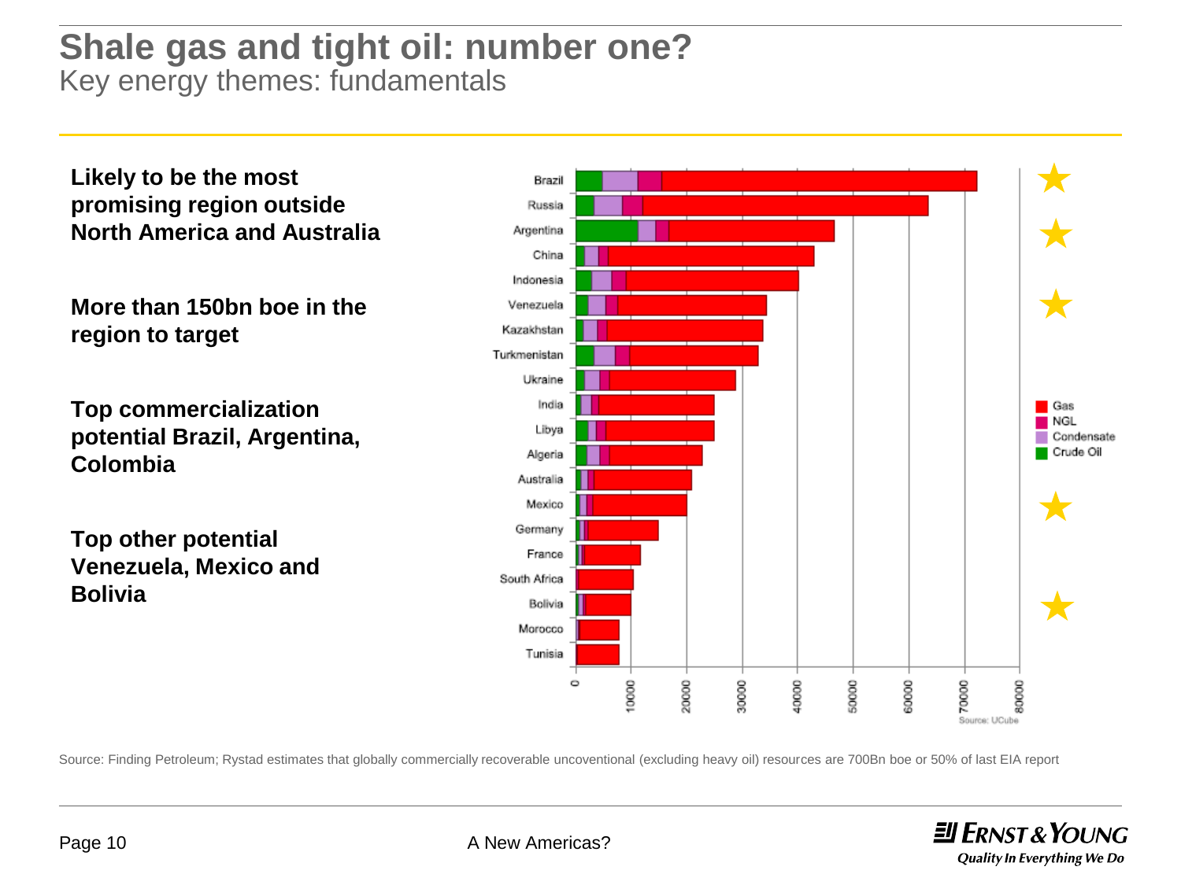# Shale gas and tight oil: number one?

## Key energy themes: fundamentals

**Likely to be the most promising region outside North America and Australia**

**More than 150bn boe in the region to target**

**Top commercialization potential Brazil, Argentina, Colombia**

**Top other potential Venezuela, Mexico and Bolivia**

Source: Finding Petroleum; Rystad estimates that globally commercially recoverable uncoventional (excluding heavy oil) resources are 700Bn boe or 50% of last EIA report

A New Americas?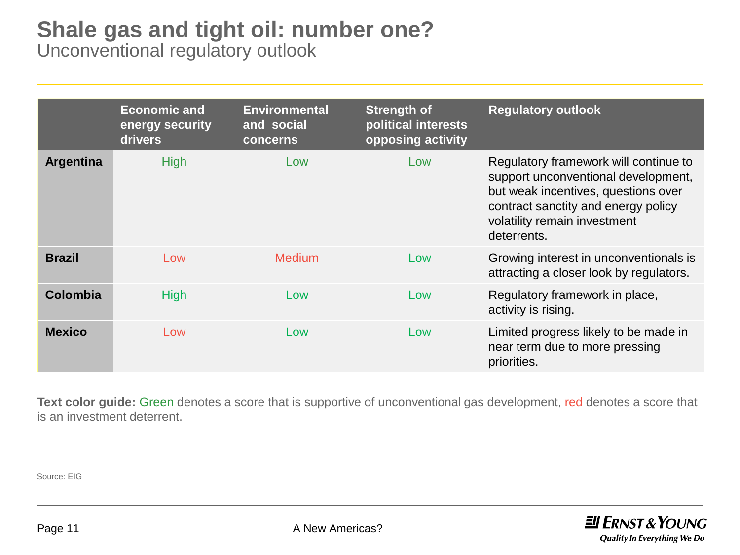# Shale gas and tight oil: number one?

## Unconventional regulatory outlook

| | Economic and energy security drivers | Environmental and social concerns | Strength of political interests opposing activity | Regulatory outlook |
|---|---|---|---|---|
| **Argentina** | High | Low | Low | Regulatory framework will continue to support unconventional development, but weak incentives, questions over contract sanctity and energy policy volatility remain investment deterrents. |
| **Brazil** | Low | Medium | Low | Growing interest in unconventionals is attracting a closer look by regulators. |
| **Colombia** | High | Low | Low | Regulatory framework in place, activity is rising. |
| **Mexico** | Low | Low | Low | Limited progress likely to be made in near term due to more pressing priorities. |

**Text color guide:** Green denotes a score that is supportive of unconventional gas development, red denotes a score that is an investment deterrent.

Source: EIG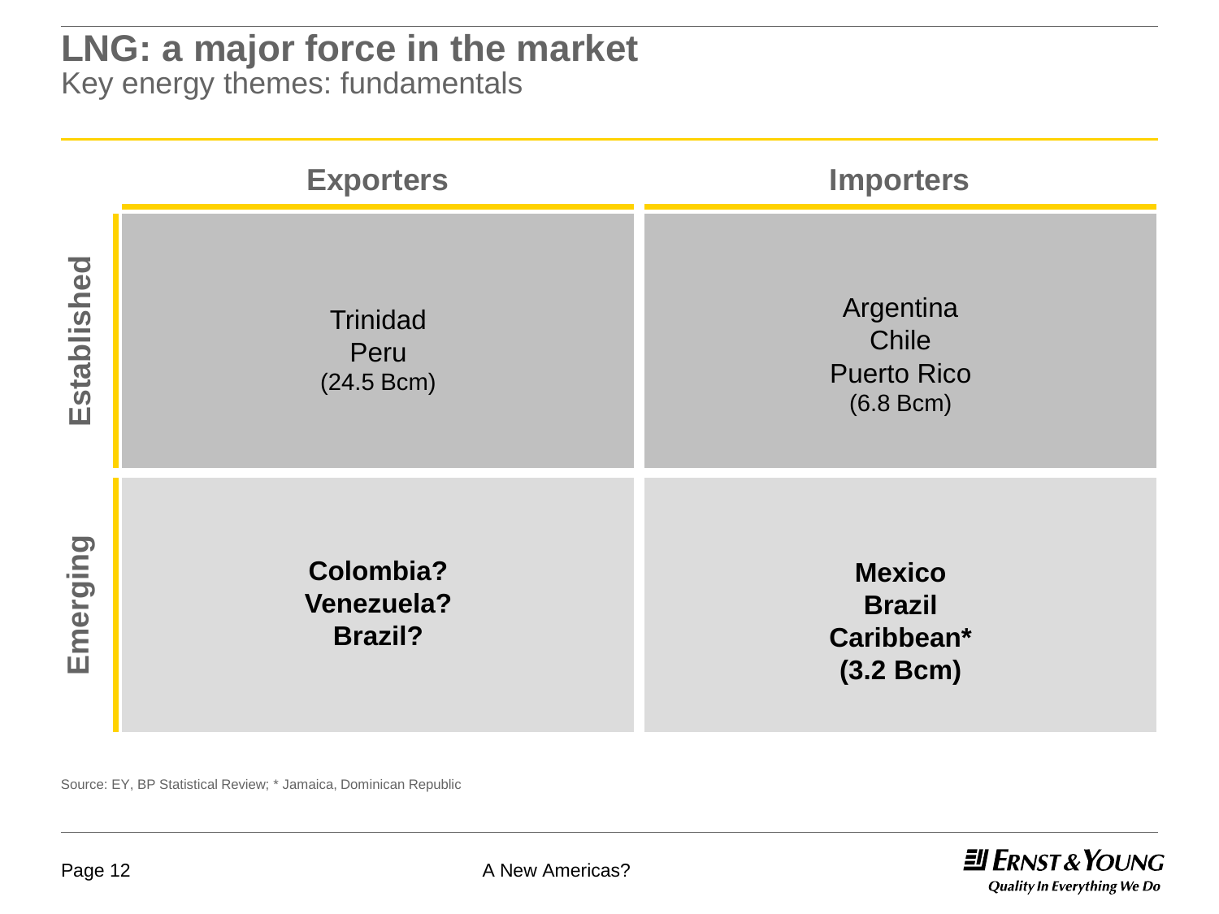# LNG: a major force in the market

Key energy themes: fundamentals

| | Exporters | Importers |
|---|---|---|
| **Established** | Trinidad<br>Peru<br>(24.5 Bcm) | Argentina<br>Chile<br>Puerto Rico<br>(6.8 Bcm) |
| **Emerging** | **Colombia?**<br>**Venezuela?**<br>**Brazil?** | **Mexico**<br>**Brazil**<br>**Caribbean***<br>**(3.2 Bcm)** |

Source: EY, BP Statistical Review; * Jamaica, Dominican Republic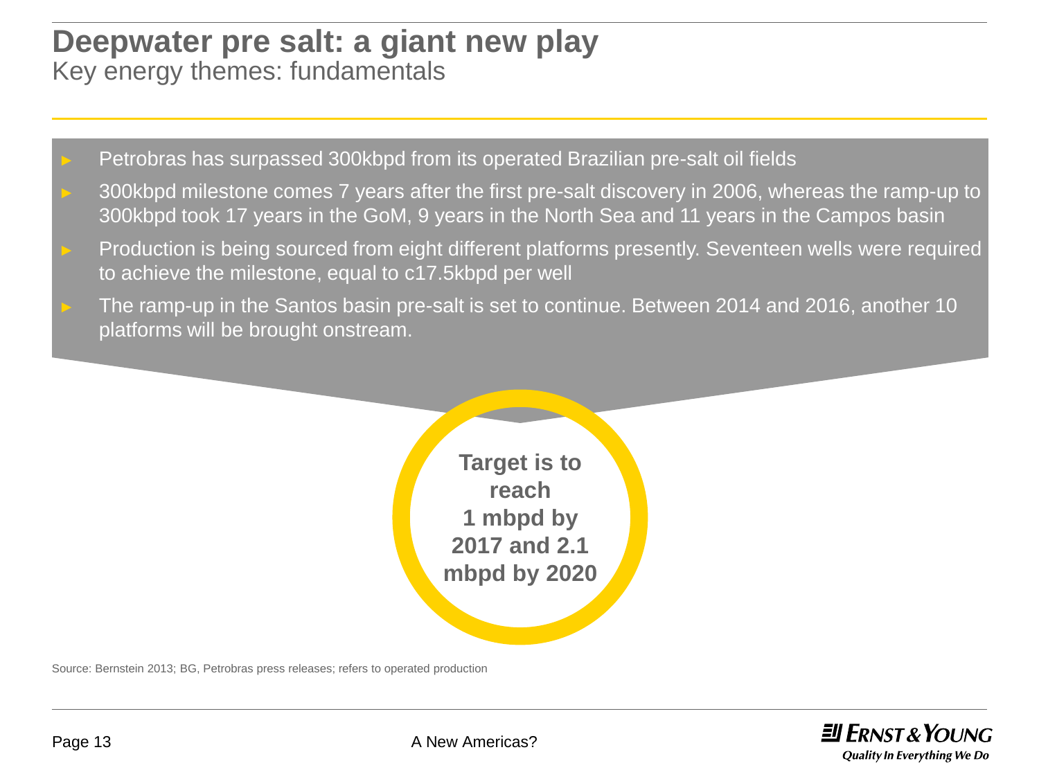# Deepwater pre salt: a giant new play

## Key energy themes: fundamentals

- Petrobras has surpassed 300kbpd from its operated Brazilian pre-salt oil fields
- 300kbpd milestone comes 7 years after the first pre-salt discovery in 2006, whereas the ramp-up to 300kbpd took 17 years in the GoM, 9 years in the North Sea and 11 years in the Campos basin
- Production is being sourced from eight different platforms presently. Seventeen wells were required to achieve the milestone, equal to c17.5kbpd per well
- The ramp-up in the Santos basin pre-salt is set to continue. Between 2014 and 2016, another 10 platforms will be brought onstream.

**Target is to reach 1 mbpd by 2017 and 2.1 mbpd by 2020**

Source: Bernstein 2013; BG, Petrobras press releases; refers to operated production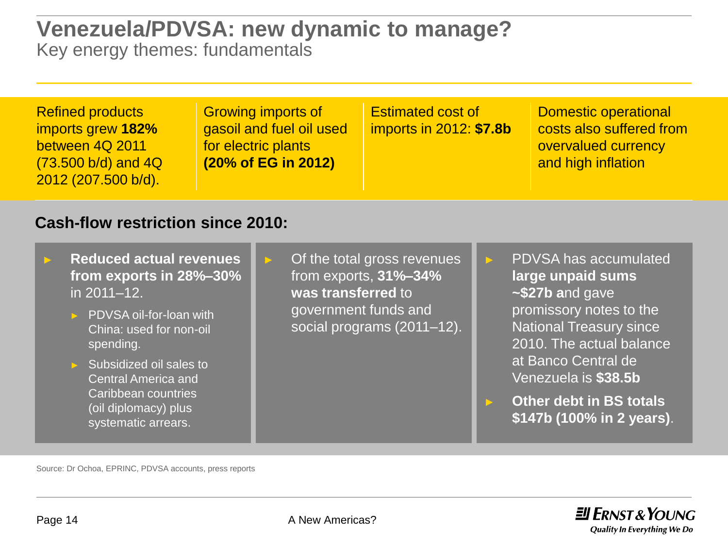# Venezuela/PDVSA: new dynamic to manage?

## Key energy themes: fundamentals

Refined products imports grew **182%** between 4Q 2011 (73.500 b/d) and 4Q 2012 (207.500 b/d).

Growing imports of gasoil and fuel oil used for electric plants **(20% of EG in 2012)**

Estimated cost of imports in 2012: **$7.8b**

Domestic operational costs also suffered from overvalued currency and high inflation

### Cash-flow restriction since 2010:

- **Reduced actual revenues from exports in 28%–30%** in 2011–12.
  - PDVSA oil-for-loan with China: used for non-oil spending.
  - Subsidized oil sales to Central America and Caribbean countries (oil diplomacy) plus systematic arrears.

- Of the total gross revenues from exports, **31%–34% was transferred** to government funds and social programs (2011–12).

- PDVSA has accumulated **large unpaid sums ~$27b a**nd gave promissory notes to the National Treasury since 2010. The actual balance at Banco Central de Venezuela is **$38.5b**
- **Other debt in BS totals $147b (100% in 2 years)**.

Source: Dr Ochoa, EPRINC, PDVSA accounts, press reports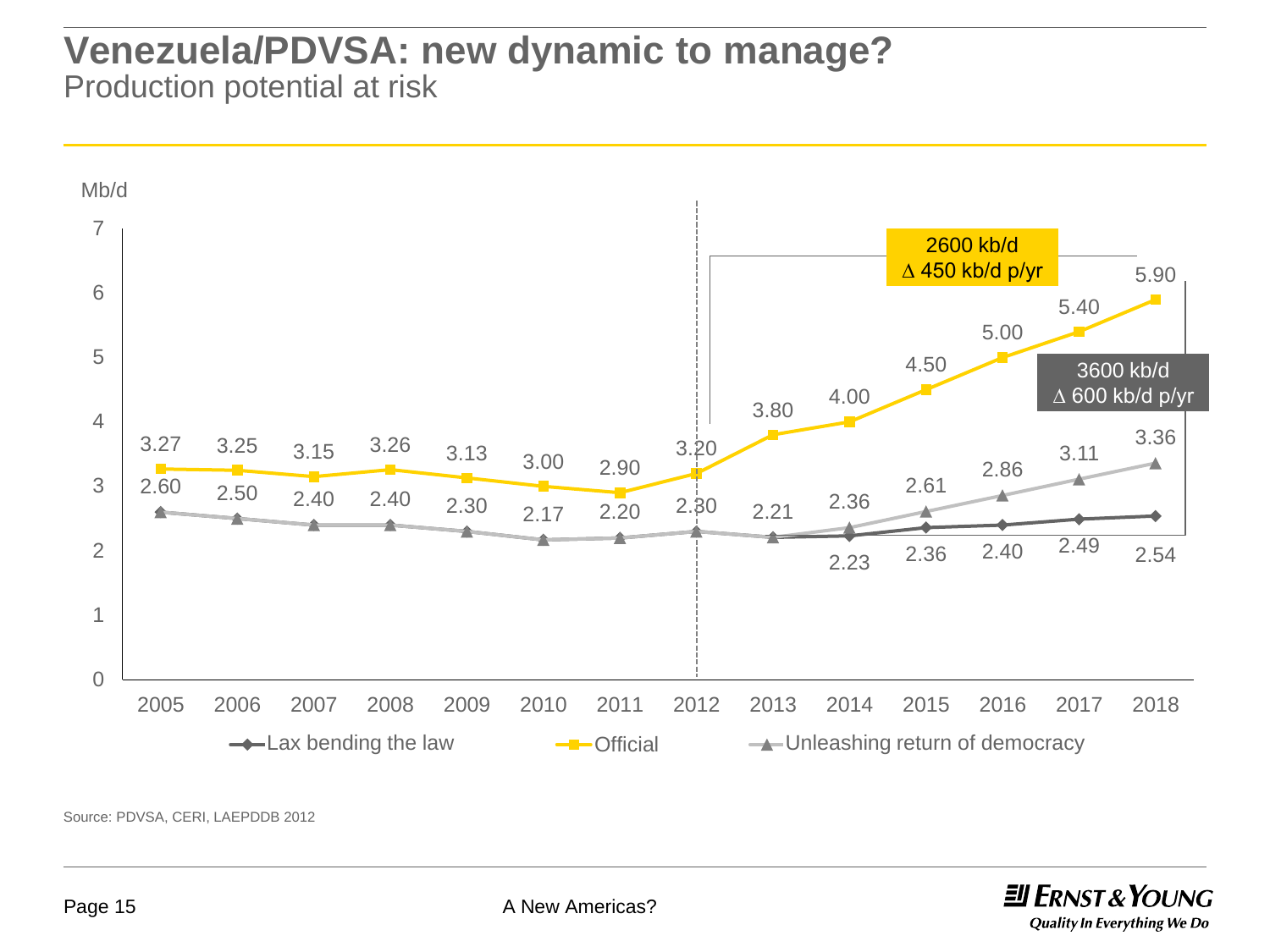# Venezuela/PDVSA: new dynamic to manage?

## Production potential at risk

Mb/d

| Year | Lax bending the law | Official | Unleashing return of democracy |
| --- | --- | --- | --- |
| 2005 | 2.60 | 3.27 | 2.60 |
| 2006 | 2.50 | 3.25 | 2.50 |
| 2007 | 2.40 | 3.15 | 2.40 |
| 2008 | 2.40 | 3.26 | 2.40 |
| 2009 | 2.30 | 3.13 | 2.30 |
| 2010 | 2.17 | 3.00 | 2.17 |
| 2011 | 2.20 | 2.90 | 2.20 |
| 2012 | 2.30 | 3.20 | 2.30 |
| 2013 | 2.21 | 3.80 | 2.21 |
| 2014 | 2.23 | 4.00 | 2.36 |
| 2015 | 2.36 | 4.50 | 2.61 |
| 2016 | 2.40 | 5.00 | 2.86 |
| 2017 | 2.49 | 5.40 | 3.11 |
| 2018 | 2.54 | 5.90 | 3.36 |

2600 kb/d
Δ 450 kb/d p/yr

3600 kb/d
Δ 600 kb/d p/yr

Source: PDVSA, CERI, LAEPDDB 2012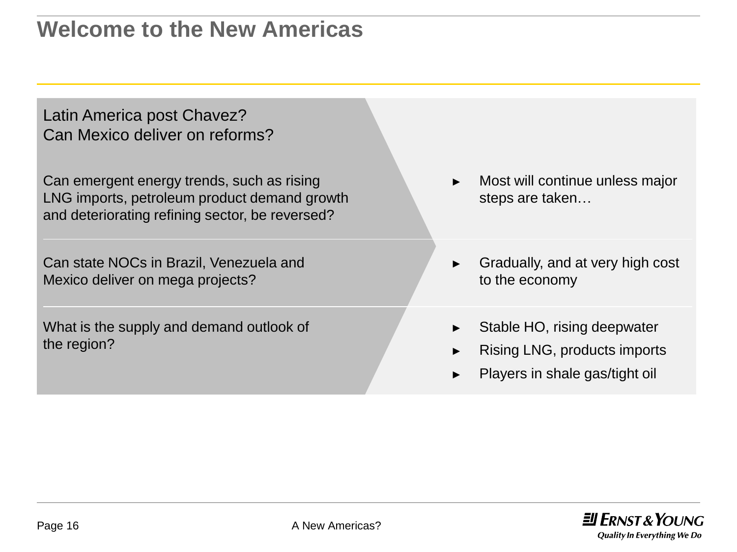# Welcome to the New Americas

Latin America post Chavez?
Can Mexico deliver on reforms?

| Question | Answer |
| --- | --- |
| Can emergent energy trends, such as rising LNG imports, petroleum product demand growth and deteriorating refining sector, be reversed? | ► Most will continue unless major steps are taken… |
| Can state NOCs in Brazil, Venezuela and Mexico deliver on mega projects? | ► Gradually, and at very high cost to the economy |
| What is the supply and demand outlook of the region? | ► Stable HO, rising deepwater<br>► Rising LNG, products imports<br>► Players in shale gas/tight oil |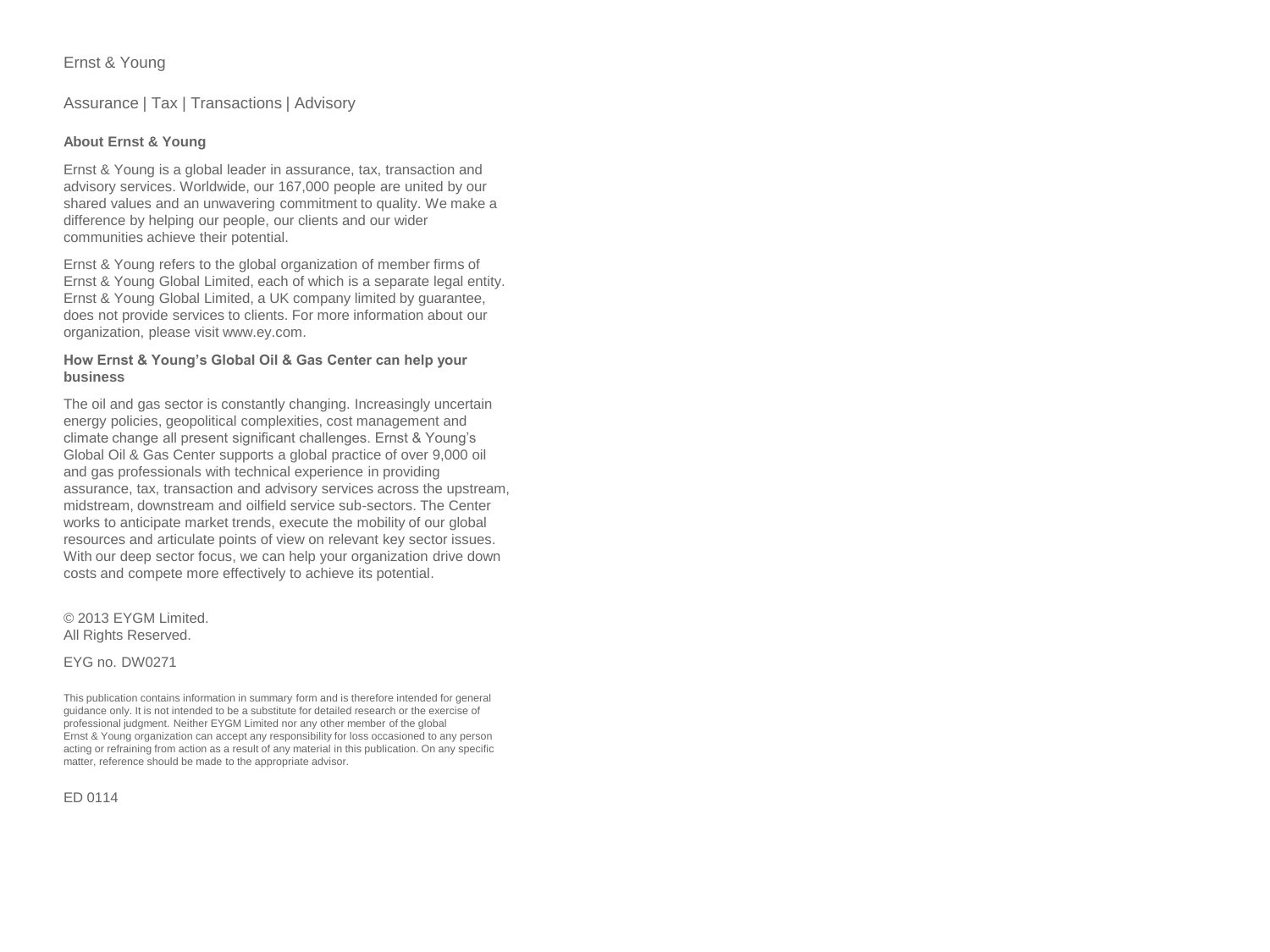Ernst & Young

Assurance | Tax | Transactions | Advisory

**About Ernst & Young**

Ernst & Young is a global leader in assurance, tax, transaction and advisory services. Worldwide, our 167,000 people are united by our shared values and an unwavering commitment to quality. We make a difference by helping our people, our clients and our wider communities achieve their potential.

Ernst & Young refers to the global organization of member firms of Ernst & Young Global Limited, each of which is a separate legal entity. Ernst & Young Global Limited, a UK company limited by guarantee, does not provide services to clients. For more information about our organization, please visit www.ey.com.

**How Ernst & Young's Global Oil & Gas Center can help your business**

The oil and gas sector is constantly changing. Increasingly uncertain energy policies, geopolitical complexities, cost management and climate change all present significant challenges. Ernst & Young's Global Oil & Gas Center supports a global practice of over 9,000 oil and gas professionals with technical experience in providing assurance, tax, transaction and advisory services across the upstream, midstream, downstream and oilfield service sub-sectors. The Center works to anticipate market trends, execute the mobility of our global resources and articulate points of view on relevant key sector issues. With our deep sector focus, we can help your organization drive down costs and compete more effectively to achieve its potential.

© 2013 EYGM Limited.
All Rights Reserved.

EYG no. DW0271

This publication contains information in summary form and is therefore intended for general guidance only. It is not intended to be a substitute for detailed research or the exercise of professional judgment. Neither EYGM Limited nor any other member of the global Ernst & Young organization can accept any responsibility for loss occasioned to any person acting or refraining from action as a result of any material in this publication. On any specific matter, reference should be made to the appropriate advisor.

ED 0114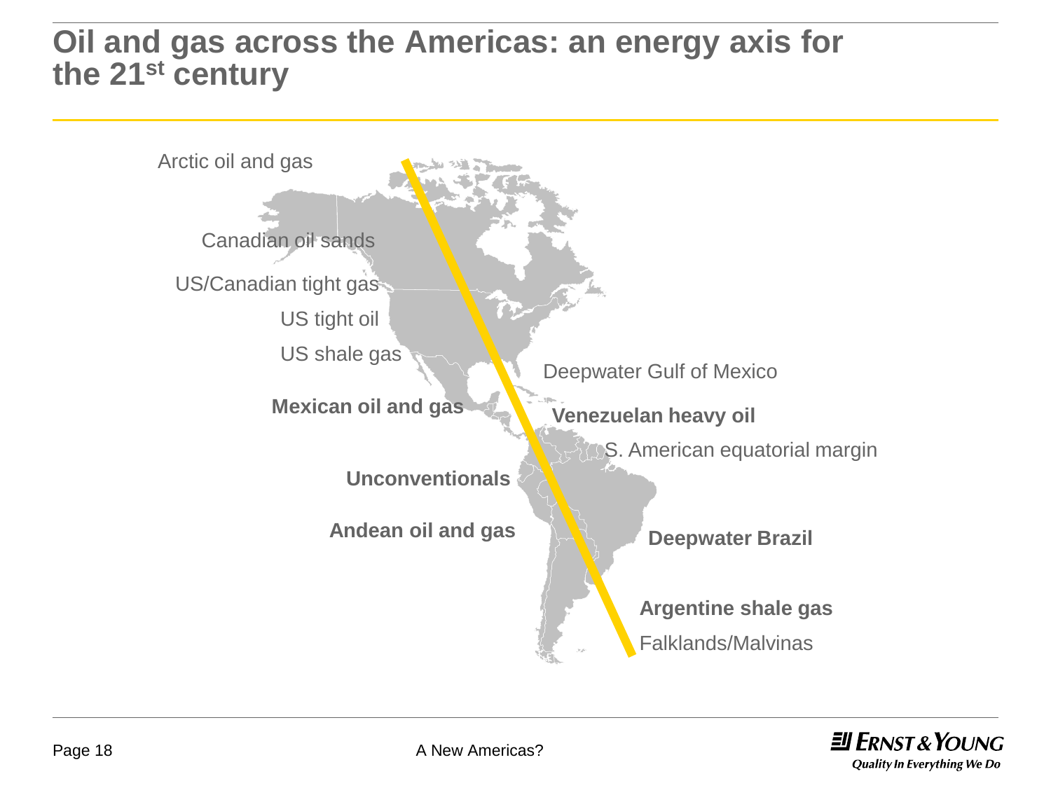# Oil and gas across the Americas: an energy axis for the 21st century

Arctic oil and gas

Canadian oil sands

US/Canadian tight gas

US tight oil

US shale gas

Deepwater Gulf of Mexico

**Mexican oil and gas**

**Venezuelan heavy oil**

S. American equatorial margin

**Unconventionals**

**Andean oil and gas**

**Deepwater Brazil**

**Argentine shale gas**

Falklands/Malvinas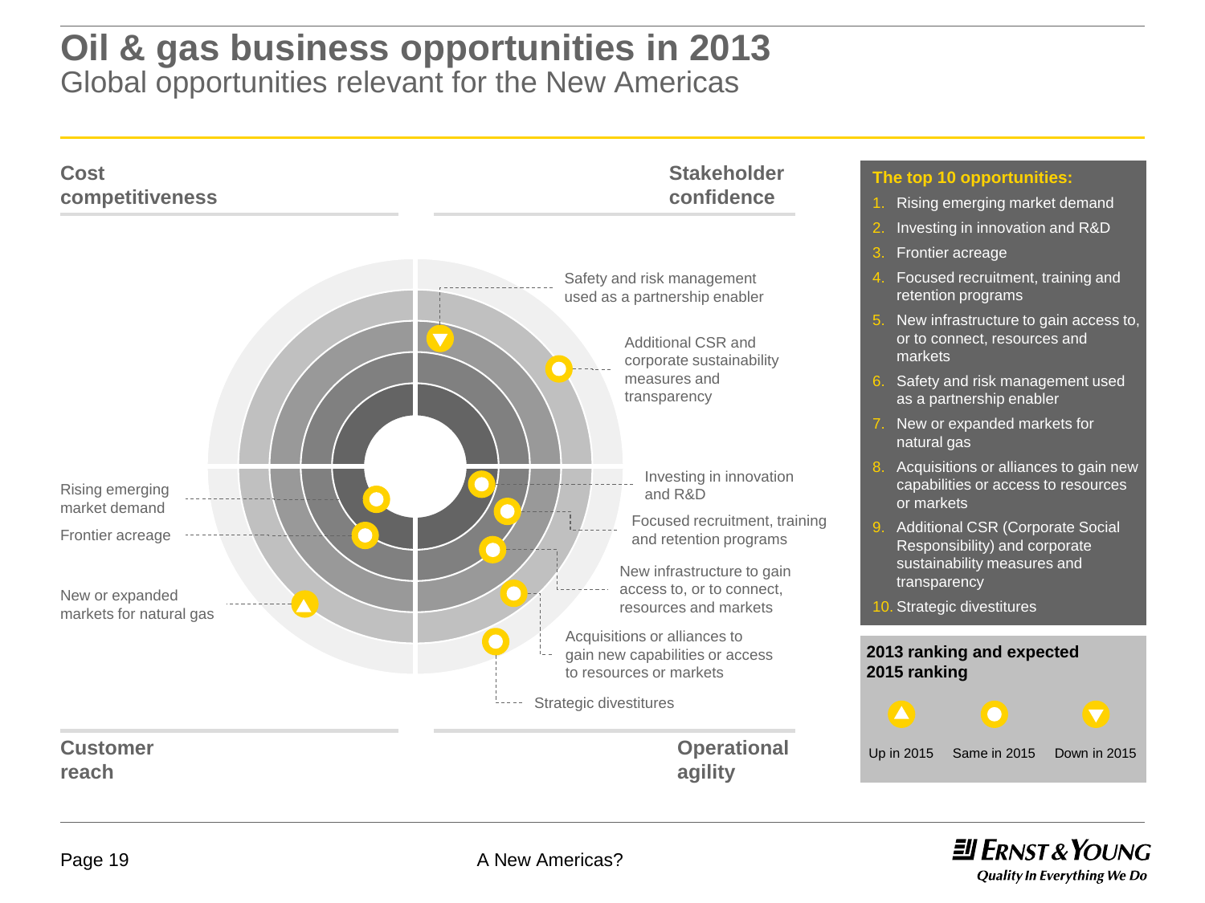# Oil & gas business opportunities in 2013

Global opportunities relevant for the New Americas

Cost competitiveness

Stakeholder confidence

Customer reach

Operational agility

Safety and risk management used as a partnership enabler

Additional CSR and corporate sustainability measures and transparency

Investing in innovation and R&D

Focused recruitment, training and retention programs

New infrastructure to gain access to, or to connect, resources and markets

Acquisitions or alliances to gain new capabilities or access to resources or markets

Strategic divestitures

Rising emerging market demand

Frontier acreage

New or expanded markets for natural gas

**The top 10 opportunities:**

1. Rising emerging market demand
2. Investing in innovation and R&D
3. Frontier acreage
4. Focused recruitment, training and retention programs
5. New infrastructure to gain access to, or to connect, resources and markets
6. Safety and risk management used as a partnership enabler
7. New or expanded markets for natural gas
8. Acquisitions or alliances to gain new capabilities or access to resources or markets
9. Additional CSR (Corporate Social Responsibility) and corporate sustainability measures and transparency
10. Strategic divestitures

**2013 ranking and expected 2015 ranking**

Up in 2015

Same in 2015

Down in 2015

A New Americas?

Ernst & Young
Quality In Everything We Do